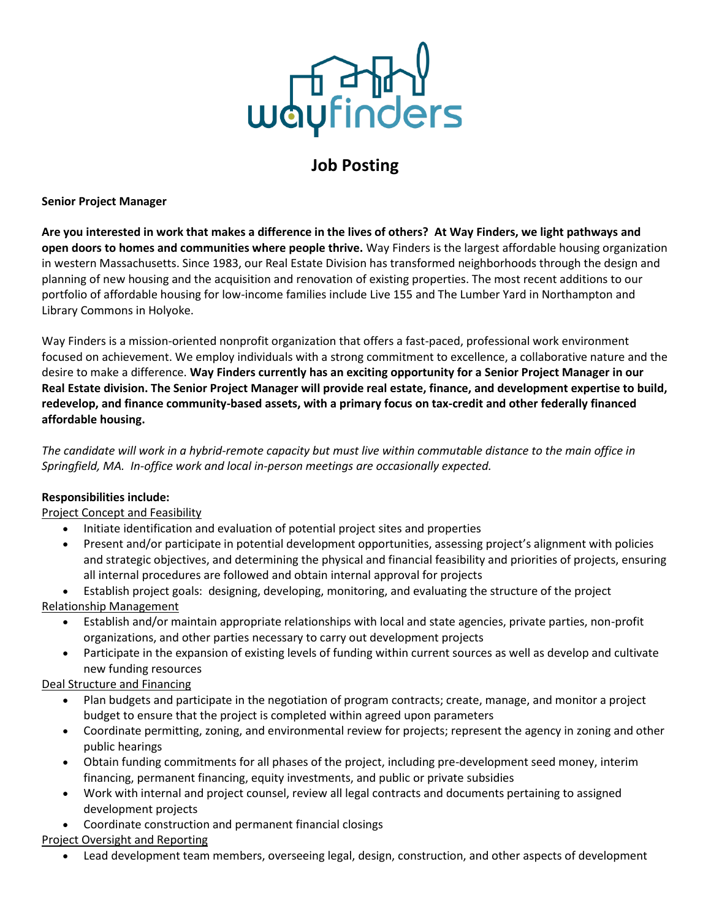# Job Posting

**Senior Project Manager**

**Are you interested in work that makes a difference in the lives of others? At Way Finders, we light pathways and open doors to homes and communities where people thrive.** Way Finders is the largest affordable housing organization in western Massachusetts. Since 1983, our Real Estate Division has transformed neighborhoods through the design and planning of new housing and the acquisition and renovation of existing properties. The most recent additions to our portfolio of affordable housing for low-income families include Live 155 and The Lumber Yard in Northampton and Library Commons in Holyoke.

Way Finders is a mission-oriented nonprofit organization that offers a fast-paced, professional work environment focused on achievement. We employ individuals with a strong commitment to excellence, a collaborative nature and the desire to make a difference. **Way Finders currently has an exciting opportunity for a Senior Project Manager in our Real Estate division. The Senior Project Manager will provide real estate, finance, and development expertise to build, redevelop, and finance community-based assets, with a primary focus on tax-credit and other federally financed affordable housing.**

*The candidate will work in a hybrid-remote capacity but must live within commutable distance to the main office in Springfield, MA. In-office work and local in-person meetings are occasionally expected.*

**Responsibilities include:**

Project Concept and Feasibility

- Initiate identification and evaluation of potential project sites and properties
- Present and/or participate in potential development opportunities, assessing project's alignment with policies and strategic objectives, and determining the physical and financial feasibility and priorities of projects, ensuring all internal procedures are followed and obtain internal approval for projects
- Establish project goals: designing, developing, monitoring, and evaluating the structure of the project

Relationship Management

- Establish and/or maintain appropriate relationships with local and state agencies, private parties, non-profit organizations, and other parties necessary to carry out development projects
- Participate in the expansion of existing levels of funding within current sources as well as develop and cultivate new funding resources

Deal Structure and Financing

- Plan budgets and participate in the negotiation of program contracts; create, manage, and monitor a project budget to ensure that the project is completed within agreed upon parameters
- Coordinate permitting, zoning, and environmental review for projects; represent the agency in zoning and other public hearings
- Obtain funding commitments for all phases of the project, including pre-development seed money, interim financing, permanent financing, equity investments, and public or private subsidies
- Work with internal and project counsel, review all legal contracts and documents pertaining to assigned development projects
- Coordinate construction and permanent financial closings

Project Oversight and Reporting

- Lead development team members, overseeing legal, design, construction, and other aspects of development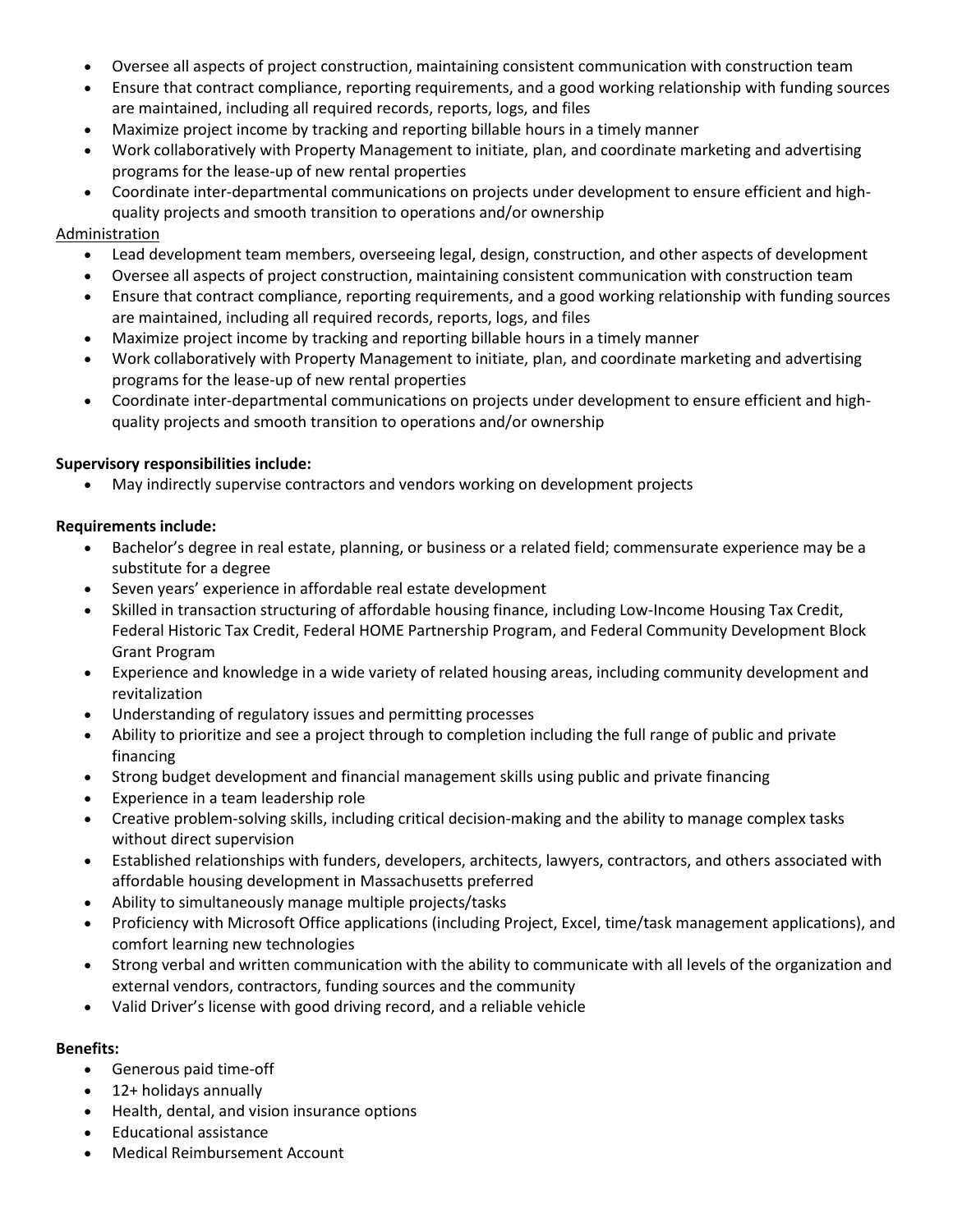- Oversee all aspects of project construction, maintaining consistent communication with construction team
- Ensure that contract compliance, reporting requirements, and a good working relationship with funding sources are maintained, including all required records, reports, logs, and files
- Maximize project income by tracking and reporting billable hours in a timely manner
- Work collaboratively with Property Management to initiate, plan, and coordinate marketing and advertising programs for the lease-up of new rental properties
- Coordinate inter-departmental communications on projects under development to ensure efficient and high-quality projects and smooth transition to operations and/or ownership

<u>Administration</u>

- Lead development team members, overseeing legal, design, construction, and other aspects of development
- Oversee all aspects of project construction, maintaining consistent communication with construction team
- Ensure that contract compliance, reporting requirements, and a good working relationship with funding sources are maintained, including all required records, reports, logs, and files
- Maximize project income by tracking and reporting billable hours in a timely manner
- Work collaboratively with Property Management to initiate, plan, and coordinate marketing and advertising programs for the lease-up of new rental properties
- Coordinate inter-departmental communications on projects under development to ensure efficient and high-quality projects and smooth transition to operations and/or ownership

**Supervisory responsibilities include:**

- May indirectly supervise contractors and vendors working on development projects

**Requirements include:**

- Bachelor's degree in real estate, planning, or business or a related field; commensurate experience may be a substitute for a degree
- Seven years' experience in affordable real estate development
- Skilled in transaction structuring of affordable housing finance, including Low-Income Housing Tax Credit, Federal Historic Tax Credit, Federal HOME Partnership Program, and Federal Community Development Block Grant Program
- Experience and knowledge in a wide variety of related housing areas, including community development and revitalization
- Understanding of regulatory issues and permitting processes
- Ability to prioritize and see a project through to completion including the full range of public and private financing
- Strong budget development and financial management skills using public and private financing
- Experience in a team leadership role
- Creative problem-solving skills, including critical decision-making and the ability to manage complex tasks without direct supervision
- Established relationships with funders, developers, architects, lawyers, contractors, and others associated with affordable housing development in Massachusetts preferred
- Ability to simultaneously manage multiple projects/tasks
- Proficiency with Microsoft Office applications (including Project, Excel, time/task management applications), and comfort learning new technologies
- Strong verbal and written communication with the ability to communicate with all levels of the organization and external vendors, contractors, funding sources and the community
- Valid Driver's license with good driving record, and a reliable vehicle

**Benefits:**

- Generous paid time-off
- 12+ holidays annually
- Health, dental, and vision insurance options
- Educational assistance
- Medical Reimbursement Account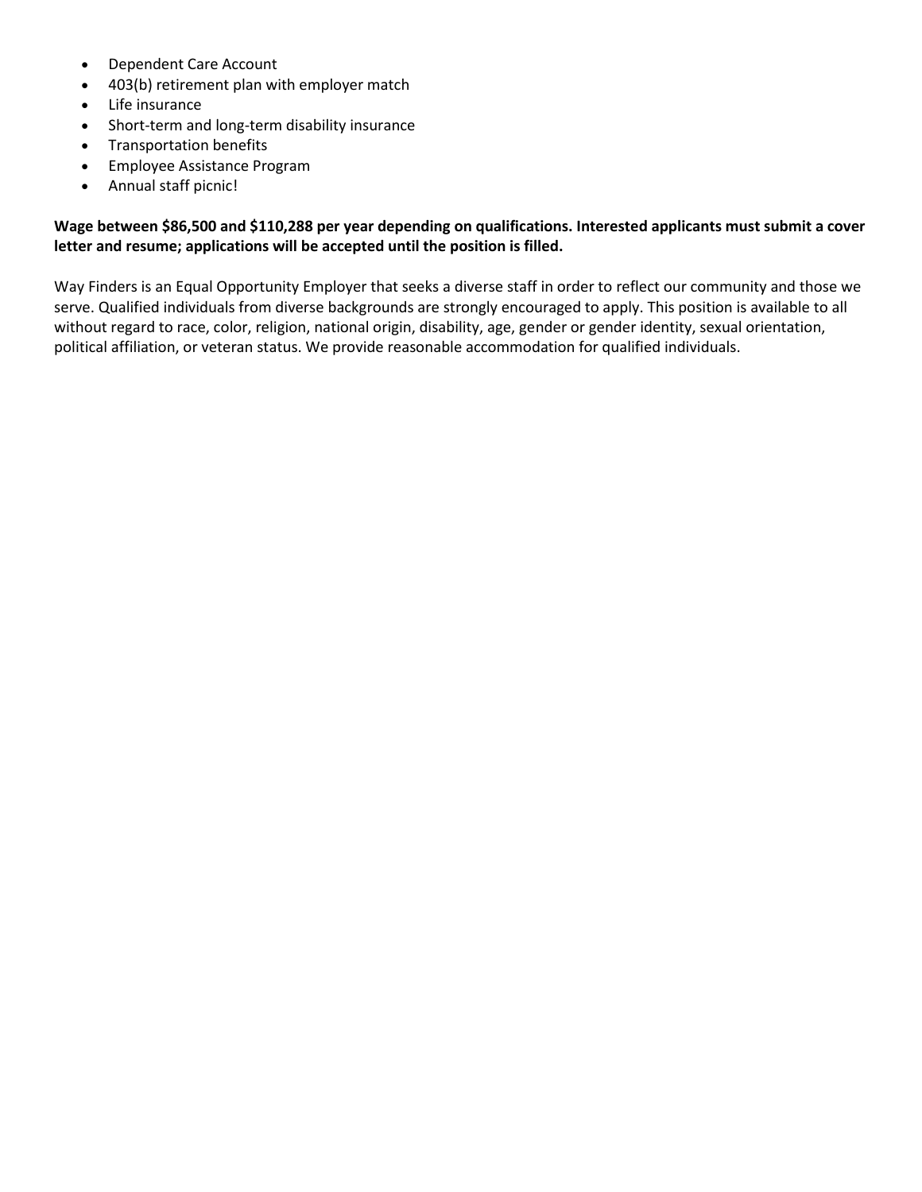- Dependent Care Account
- 403(b) retirement plan with employer match
- Life insurance
- Short-term and long-term disability insurance
- Transportation benefits
- Employee Assistance Program
- Annual staff picnic!

**Wage between $86,500 and $110,288 per year depending on qualifications. Interested applicants must submit a cover letter and resume; applications will be accepted until the position is filled.**

Way Finders is an Equal Opportunity Employer that seeks a diverse staff in order to reflect our community and those we serve. Qualified individuals from diverse backgrounds are strongly encouraged to apply. This position is available to all without regard to race, color, religion, national origin, disability, age, gender or gender identity, sexual orientation, political affiliation, or veteran status. We provide reasonable accommodation for qualified individuals.